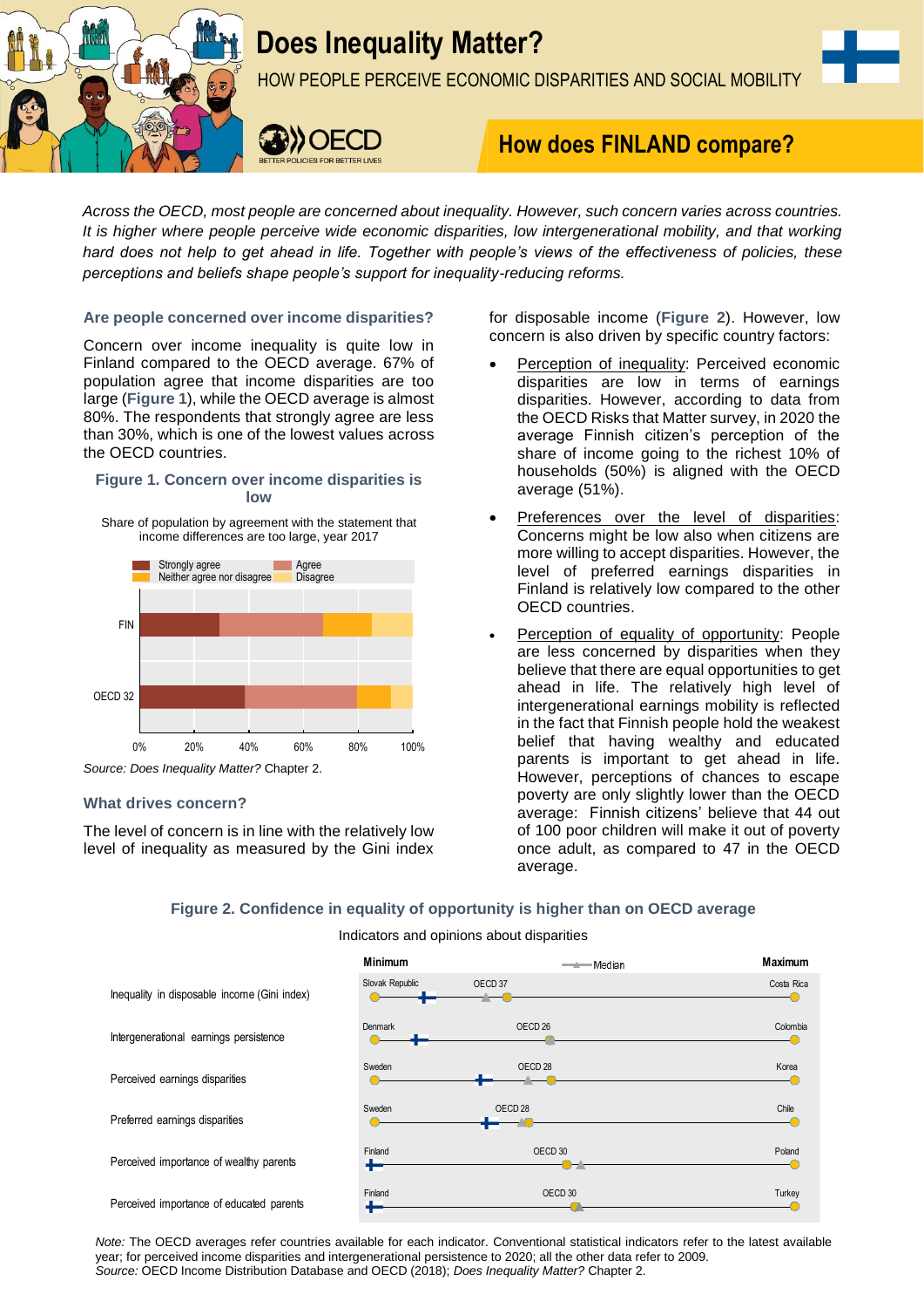# Does Inequality Matter?

HOW PEOPLE PERCEIVE ECONOMIC DISPARITIES AND SOCIAL MOBILITY

## How does FINLAND compare?

*Across the OECD, most people are concerned about inequality. However, such concern varies across countries. It is higher where people perceive wide economic disparities, low intergenerational mobility, and that working hard does not help to get ahead in life. Together with people's views of the effectiveness of policies, these perceptions and beliefs shape people's support for inequality-reducing reforms.*

### Are people concerned over income disparities?

Concern over income inequality is quite low in Finland compared to the OECD average. 67% of population agree that income disparities are too large (**Figure 1**), while the OECD average is almost 80%. The respondents that strongly agree are less than 30%, which is one of the lowest values across the OECD countries.

**Figure 1. Concern over income disparities is low**

Share of population by agreement with the statement that income differences are too large, year 2017

*Source: Does Inequality Matter?* Chapter 2.

### What drives concern?

The level of concern is in line with the relatively low level of inequality as measured by the Gini index for disposable income (**Figure 2**). However, low concern is also driven by specific country factors:

- Perception of inequality: Perceived economic disparities are low in terms of earnings disparities. However, according to data from the OECD Risks that Matter survey, in 2020 the average Finnish citizen's perception of the share of income going to the richest 10% of households (50%) is aligned with the OECD average (51%).
- Preferences over the level of disparities: Concerns might be low also when citizens are more willing to accept disparities. However, the level of preferred earnings disparities in Finland is relatively low compared to the other OECD countries.
- Perception of equality of opportunity: People are less concerned by disparities when they believe that there are equal opportunities to get ahead in life. The relatively high level of intergenerational earnings mobility is reflected in the fact that Finnish people hold the weakest belief that having wealthy and educated parents is important to get ahead in life. However, perceptions of chances to escape poverty are only slightly lower than the OECD average: Finnish citizens' believe that 44 out of 100 poor children will make it out of poverty once adult, as compared to 47 in the OECD average.

**Figure 2. Confidence in equality of opportunity is higher than on OECD average**

Indicators and opinions about disparities

| Indicator | Minimum | OECD average | Maximum |
|---|---|---|---|
| Inequality in disposable income (Gini index) | Slovak Republic | OECD 37 | Costa Rica |
| Intergenerational earnings persistence | Denmark | OECD 26 | Colombia |
| Perceived earnings disparities | Sweden | OECD 28 | Korea |
| Preferred earnings disparities | Sweden | OECD 28 | Chile |
| Perceived importance of wealthy parents | Finland | OECD 30 | Poland |
| Perceived importance of educated parents | Finland | OECD 30 | Turkey |

*Note:* The OECD averages refer countries available for each indicator. Conventional statistical indicators refer to the latest available year; for perceived income disparities and intergenerational persistence to 2020; all the other data refer to 2009.
*Source:* OECD Income Distribution Database and OECD (2018); *Does Inequality Matter?* Chapter 2.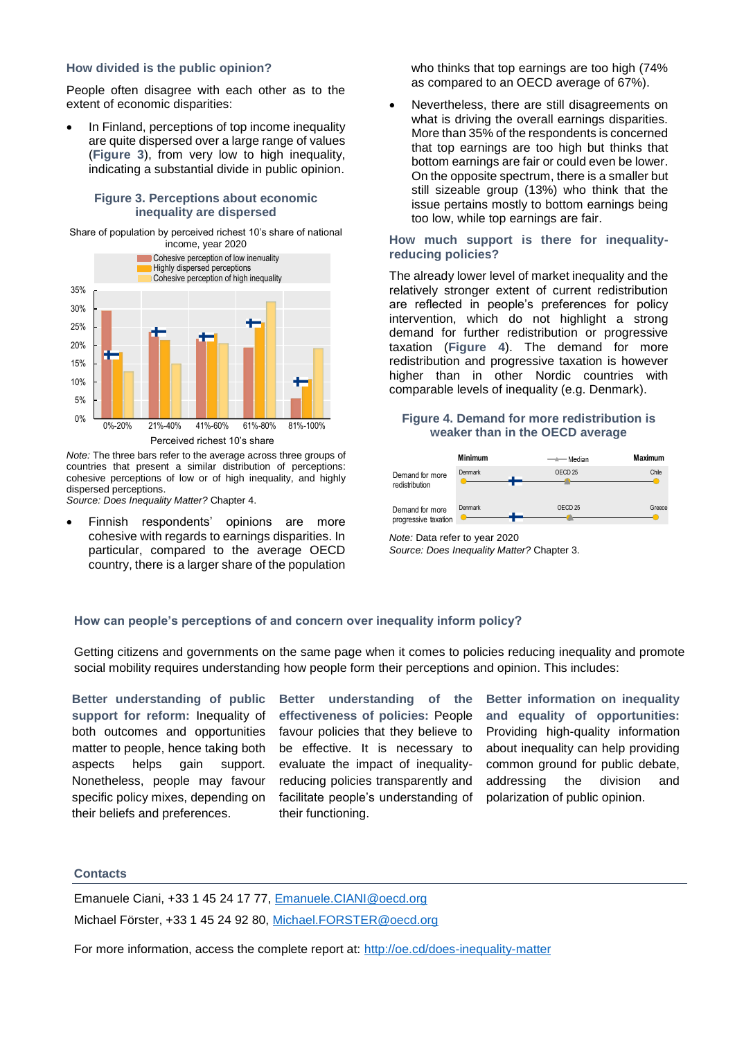### How divided is the public opinion?

People often disagree with each other as to the extent of economic disparities:

- In Finland, perceptions of top income inequality are quite dispersed over a large range of values (Figure 3), from very low to high inequality, indicating a substantial divide in public opinion.

**Figure 3. Perceptions about economic inequality are dispersed**

Share of population by perceived richest 10's share of national income, year 2020

Cohesive perception of low inequality
Highly dispersed perceptions
Cohesive perception of high inequality

35%
30%
25%
20%
15%
10%
5%
0%

0%-20%
21%-40%
41%-60%
61%-80%
81%-100%

Perceived richest 10's share

*Note:* The three bars refer to the average across three groups of countries that present a similar distribution of perceptions: cohesive perceptions of low or of high inequality, and highly dispersed perceptions.
*Source: Does Inequality Matter?* Chapter 4.

- Finnish respondents' opinions are more cohesive with regards to earnings disparities. In particular, compared to the average OECD country, there is a larger share of the population who thinks that top earnings are too high (74% as compared to an OECD average of 67%).
- Nevertheless, there are still disagreements on what is driving the overall earnings disparities. More than 35% of the respondents is concerned that top earnings are too high but thinks that bottom earnings are fair or could even be lower. On the opposite spectrum, there is a smaller but still sizeable group (13%) who think that the issue pertains mostly to bottom earnings being too low, while top earnings are fair.

### How much support is there for inequality-reducing policies?

The already lower level of market inequality and the relatively stronger extent of current redistribution are reflected in people's preferences for policy intervention, which do not highlight a strong demand for further redistribution or progressive taxation (Figure 4). The demand for more redistribution and progressive taxation is however higher than in other Nordic countries with comparable levels of inequality (e.g. Denmark).

**Figure 4. Demand for more redistribution is weaker than in the OECD average**

Minimum
Median
Maximum

Demand for more redistribution
Denmark
OECD 25
Chile

Demand for more progressive taxation
Denmark
OECD 25
Greece

*Note:* Data refer to year 2020
*Source: Does Inequality Matter?* Chapter 3.

### How can people's perceptions of and concern over inequality inform policy?

Getting citizens and governments on the same page when it comes to policies reducing inequality and promote social mobility requires understanding how people form their perceptions and opinion. This includes:

**Better understanding of public support for reform:** Inequality of both outcomes and opportunities matter to people, hence taking both aspects helps gain support. Nonetheless, people may favour specific policy mixes, depending on their beliefs and preferences.

**Better understanding of the effectiveness of policies:** People favour policies that they believe to be effective. It is necessary to evaluate the impact of inequality-reducing policies transparently and facilitate people's understanding of their functioning.

**Better information on inequality and equality of opportunities:** Providing high-quality information about inequality can help providing common ground for public debate, addressing the division and polarization of public opinion.

### Contacts

Emanuele Ciani, +33 1 45 24 17 77, Emanuele.CIANI@oecd.org

Michael Förster, +33 1 45 24 92 80, Michael.FORSTER@oecd.org

For more information, access the complete report at: http://oe.cd/does-inequality-matter